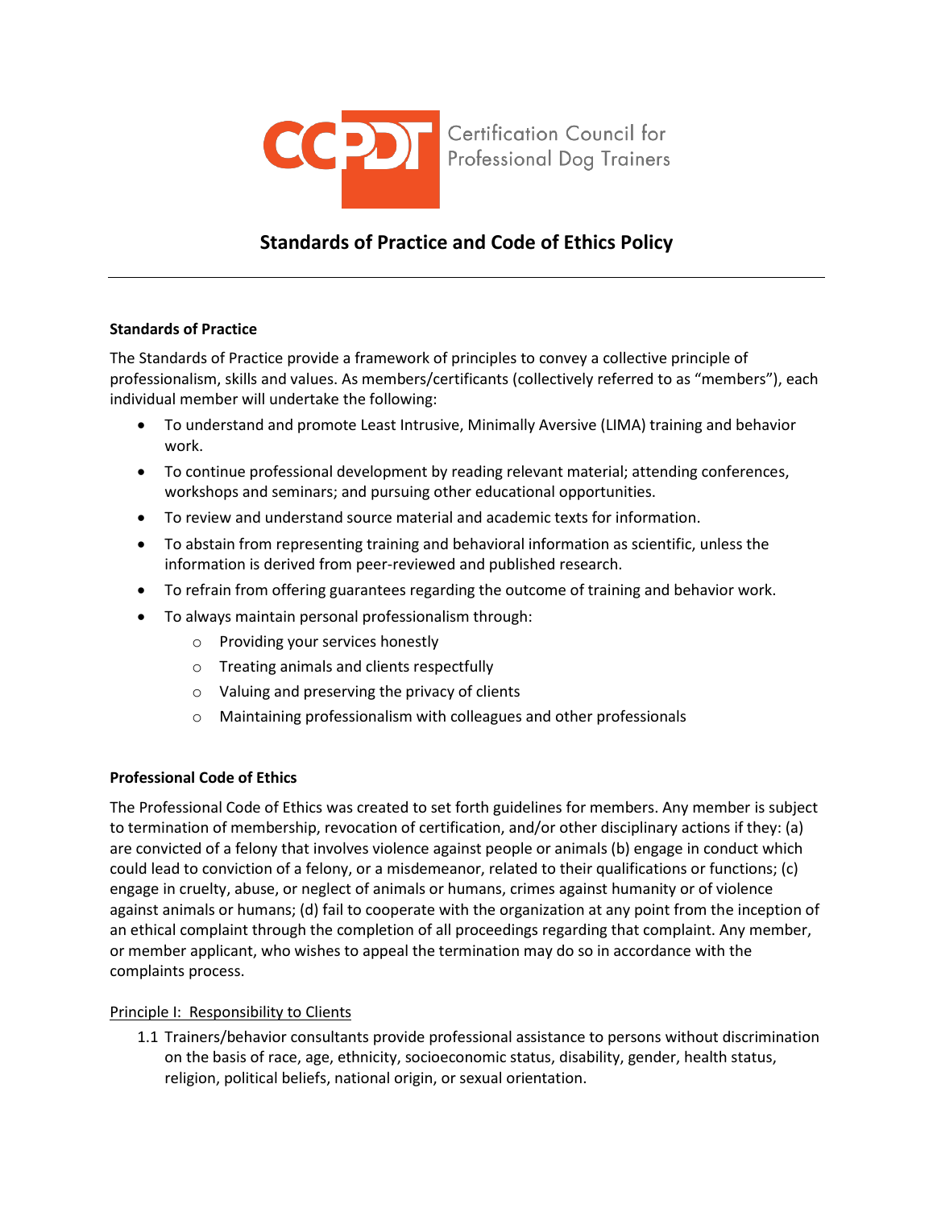CCPDT Certification Council for Professional Dog Trainers

# Standards of Practice and Code of Ethics Policy

---

**Standards of Practice**

The Standards of Practice provide a framework of principles to convey a collective principle of professionalism, skills and values. As members/certificants (collectively referred to as "members"), each individual member will undertake the following:

- To understand and promote Least Intrusive, Minimally Aversive (LIMA) training and behavior work.
- To continue professional development by reading relevant material; attending conferences, workshops and seminars; and pursuing other educational opportunities.
- To review and understand source material and academic texts for information.
- To abstain from representing training and behavioral information as scientific, unless the information is derived from peer-reviewed and published research.
- To refrain from offering guarantees regarding the outcome of training and behavior work.
- To always maintain personal professionalism through:
  - Providing your services honestly
  - Treating animals and clients respectfully
  - Valuing and preserving the privacy of clients
  - Maintaining professionalism with colleagues and other professionals

**Professional Code of Ethics**

The Professional Code of Ethics was created to set forth guidelines for members. Any member is subject to termination of membership, revocation of certification, and/or other disciplinary actions if they: (a) are convicted of a felony that involves violence against people or animals (b) engage in conduct which could lead to conviction of a felony, or a misdemeanor, related to their qualifications or functions; (c) engage in cruelty, abuse, or neglect of animals or humans, crimes against humanity or of violence against animals or humans; (d) fail to cooperate with the organization at any point from the inception of an ethical complaint through the completion of all proceedings regarding that complaint. Any member, or member applicant, who wishes to appeal the termination may do so in accordance with the complaints process.

<u>Principle I: Responsibility to Clients</u>

1.1 Trainers/behavior consultants provide professional assistance to persons without discrimination on the basis of race, age, ethnicity, socioeconomic status, disability, gender, health status, religion, political beliefs, national origin, or sexual orientation.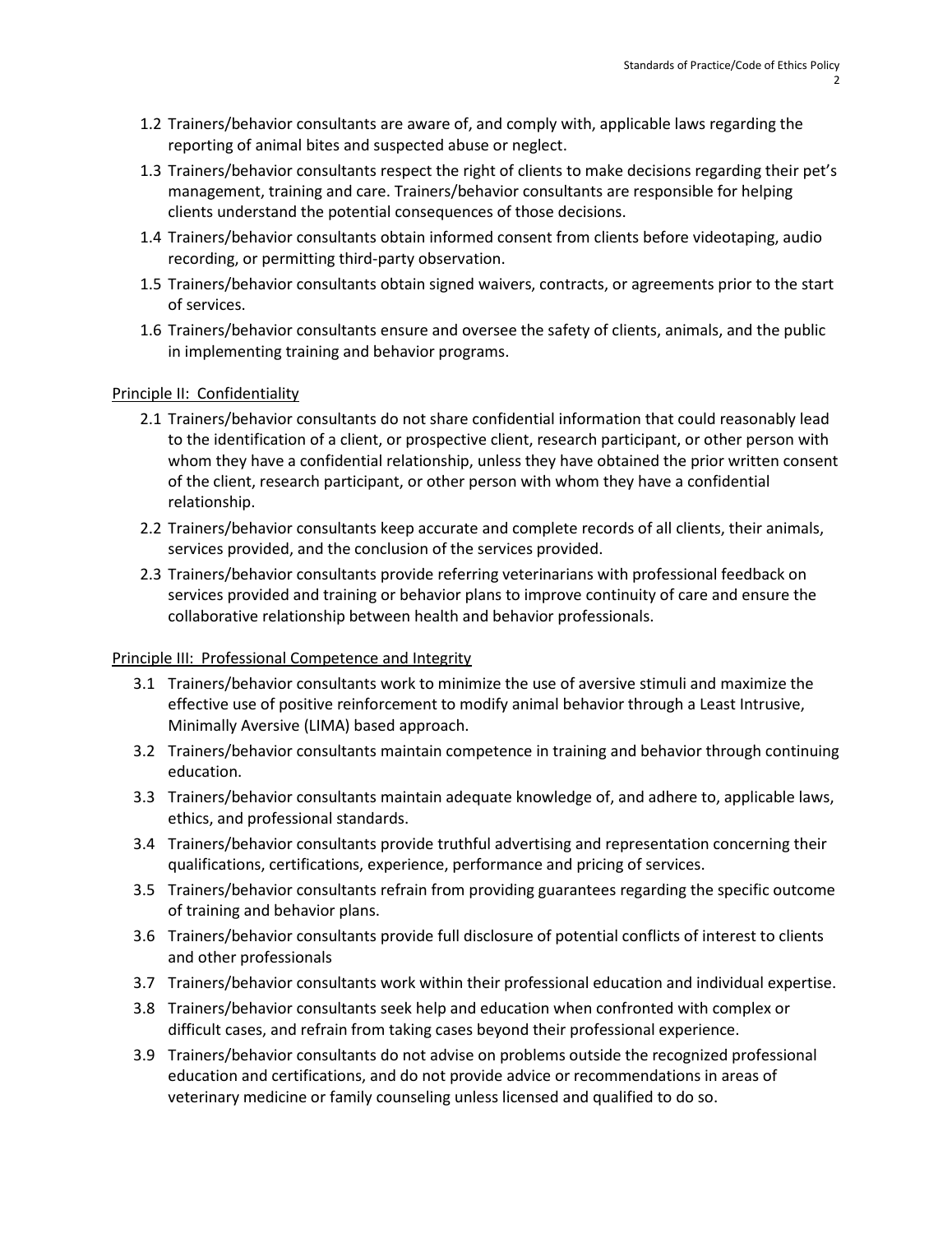1.2 Trainers/behavior consultants are aware of, and comply with, applicable laws regarding the reporting of animal bites and suspected abuse or neglect.

1.3 Trainers/behavior consultants respect the right of clients to make decisions regarding their pet's management, training and care. Trainers/behavior consultants are responsible for helping clients understand the potential consequences of those decisions.

1.4 Trainers/behavior consultants obtain informed consent from clients before videotaping, audio recording, or permitting third-party observation.

1.5 Trainers/behavior consultants obtain signed waivers, contracts, or agreements prior to the start of services.

1.6 Trainers/behavior consultants ensure and oversee the safety of clients, animals, and the public in implementing training and behavior programs.

<u>Principle II: Confidentiality</u>

2.1 Trainers/behavior consultants do not share confidential information that could reasonably lead to the identification of a client, or prospective client, research participant, or other person with whom they have a confidential relationship, unless they have obtained the prior written consent of the client, research participant, or other person with whom they have a confidential relationship.

2.2 Trainers/behavior consultants keep accurate and complete records of all clients, their animals, services provided, and the conclusion of the services provided.

2.3 Trainers/behavior consultants provide referring veterinarians with professional feedback on services provided and training or behavior plans to improve continuity of care and ensure the collaborative relationship between health and behavior professionals.

<u>Principle III: Professional Competence and Integrity</u>

3.1 Trainers/behavior consultants work to minimize the use of aversive stimuli and maximize the effective use of positive reinforcement to modify animal behavior through a Least Intrusive, Minimally Aversive (LIMA) based approach.

3.2 Trainers/behavior consultants maintain competence in training and behavior through continuing education.

3.3 Trainers/behavior consultants maintain adequate knowledge of, and adhere to, applicable laws, ethics, and professional standards.

3.4 Trainers/behavior consultants provide truthful advertising and representation concerning their qualifications, certifications, experience, performance and pricing of services.

3.5 Trainers/behavior consultants refrain from providing guarantees regarding the specific outcome of training and behavior plans.

3.6 Trainers/behavior consultants provide full disclosure of potential conflicts of interest to clients and other professionals

3.7 Trainers/behavior consultants work within their professional education and individual expertise.

3.8 Trainers/behavior consultants seek help and education when confronted with complex or difficult cases, and refrain from taking cases beyond their professional experience.

3.9 Trainers/behavior consultants do not advise on problems outside the recognized professional education and certifications, and do not provide advice or recommendations in areas of veterinary medicine or family counseling unless licensed and qualified to do so.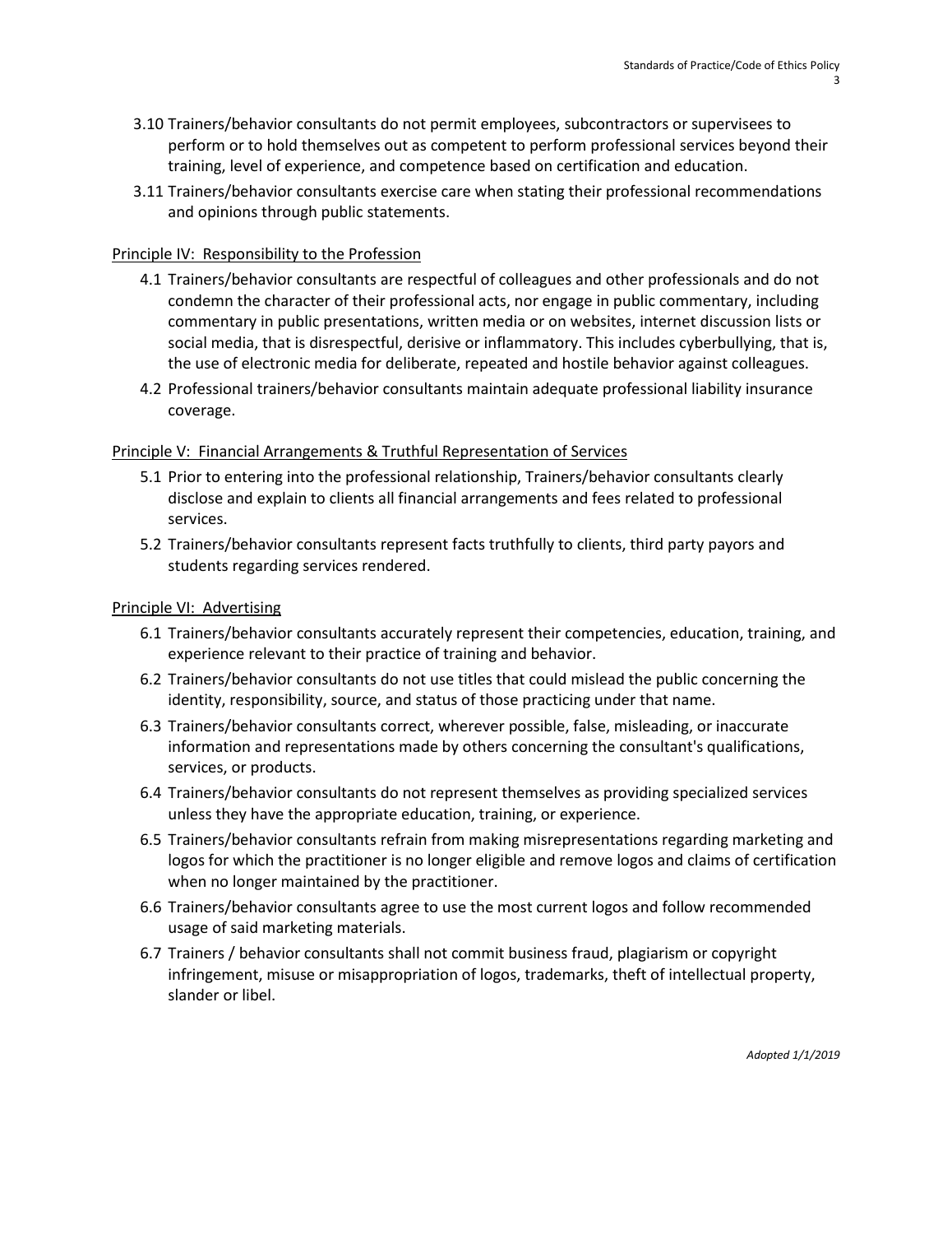3.10 Trainers/behavior consultants do not permit employees, subcontractors or supervisees to perform or to hold themselves out as competent to perform professional services beyond their training, level of experience, and competence based on certification and education.

3.11 Trainers/behavior consultants exercise care when stating their professional recommendations and opinions through public statements.

Principle IV: Responsibility to the Profession

4.1 Trainers/behavior consultants are respectful of colleagues and other professionals and do not condemn the character of their professional acts, nor engage in public commentary, including commentary in public presentations, written media or on websites, internet discussion lists or social media, that is disrespectful, derisive or inflammatory. This includes cyberbullying, that is, the use of electronic media for deliberate, repeated and hostile behavior against colleagues.

4.2 Professional trainers/behavior consultants maintain adequate professional liability insurance coverage.

Principle V: Financial Arrangements & Truthful Representation of Services

5.1 Prior to entering into the professional relationship, Trainers/behavior consultants clearly disclose and explain to clients all financial arrangements and fees related to professional services.

5.2 Trainers/behavior consultants represent facts truthfully to clients, third party payors and students regarding services rendered.

Principle VI: Advertising

6.1 Trainers/behavior consultants accurately represent their competencies, education, training, and experience relevant to their practice of training and behavior.

6.2 Trainers/behavior consultants do not use titles that could mislead the public concerning the identity, responsibility, source, and status of those practicing under that name.

6.3 Trainers/behavior consultants correct, wherever possible, false, misleading, or inaccurate information and representations made by others concerning the consultant's qualifications, services, or products.

6.4 Trainers/behavior consultants do not represent themselves as providing specialized services unless they have the appropriate education, training, or experience.

6.5 Trainers/behavior consultants refrain from making misrepresentations regarding marketing and logos for which the practitioner is no longer eligible and remove logos and claims of certification when no longer maintained by the practitioner.

6.6 Trainers/behavior consultants agree to use the most current logos and follow recommended usage of said marketing materials.

6.7 Trainers / behavior consultants shall not commit business fraud, plagiarism or copyright infringement, misuse or misappropriation of logos, trademarks, theft of intellectual property, slander or libel.

*Adopted 1/1/2019*